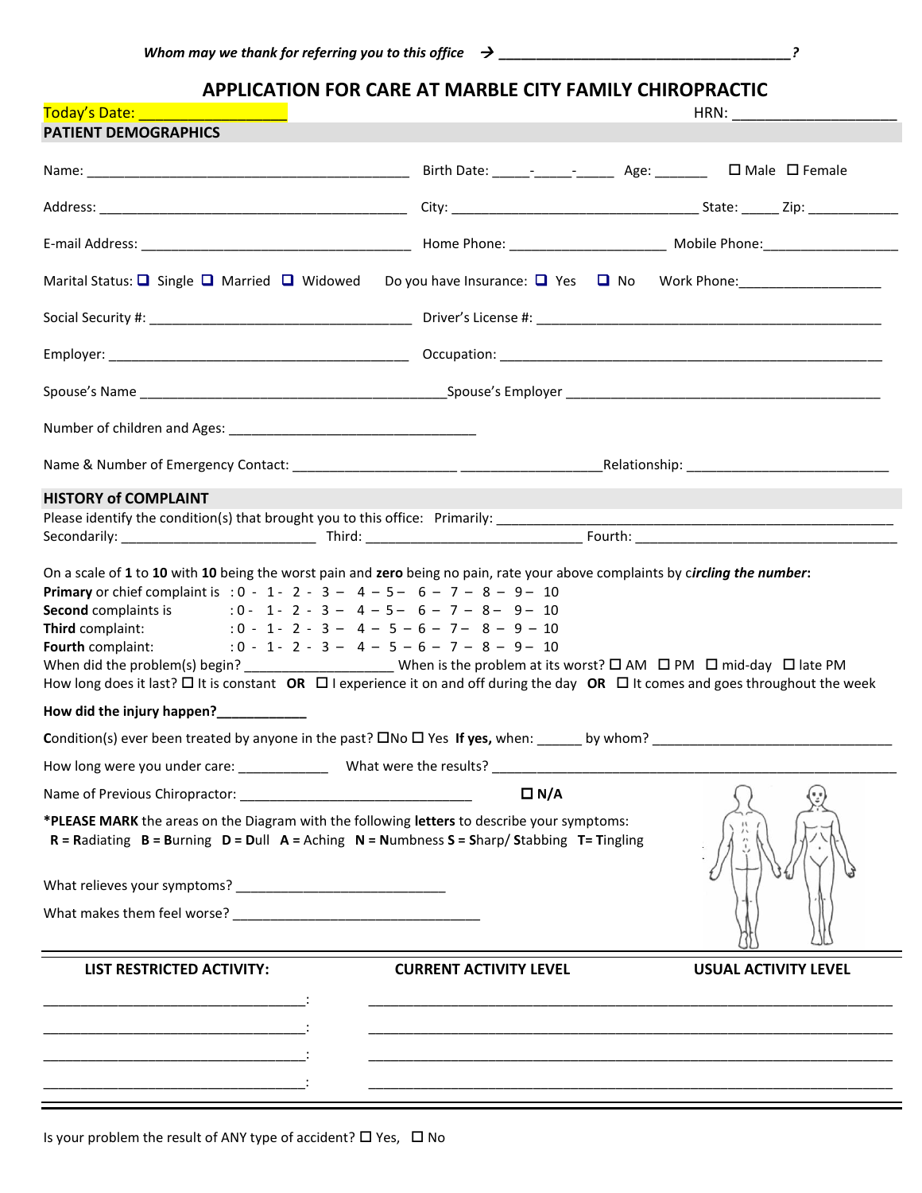***Whom may we thank for referring you to this office*** → **_____________________________________?**

# APPLICATION FOR CARE AT MARBLE CITY FAMILY CHIROPRACTIC

Today's Date: _________________ HRN: ____________________

## PATIENT DEMOGRAPHICS

Name: ___________________________________________ Birth Date: _____-_____-_____ Age: _______ ☐ Male ☐ Female

Address: _________________________________________ City: _________________________________ State: _____ Zip: ____________

E-mail Address: ____________________________________ Home Phone: ____________________ Mobile Phone:_________________

Marital Status: ☐ Single ☐ Married ☐ Widowed Do you have Insurance: ☐ Yes ☐ No Work Phone:___________________

Social Security #: ___________________________________ Driver's License #: ______________________________________________

Employer: ________________________________________ Occupation: ___________________________________________________

Spouse's Name ________________________________________Spouse's Employer ___________________________________________

Number of children and Ages: _________________________________

Name & Number of Emergency Contact: _____________________ __________________Relationship: _________________________

## HISTORY of COMPLAINT

Please identify the condition(s) that brought you to this office: Primarily: _____________________________________________________
Secondarily: __________________________ Third: ____________________________ Fourth: _____________________________________

On a scale of **1** to **10** with **10** being the worst pain and **zero** being no pain, rate your above complaints by c***ircling the number*:**

**Primary** or chief complaint is : 0 - 1 - 2 - 3 – 4 – 5 – 6 – 7 – 8 – 9 – 10
**Second** complaints is : 0 - 1 - 2 - 3 – 4 – 5 – 6 – 7 – 8 – 9 – 10
**Third** complaint: : 0 - 1 - 2 - 3 – 4 – 5 – 6 – 7 – 8 – 9 – 10
**Fourth** complaint: : 0 - 1 - 2 - 3 – 4 – 5 – 6 – 7 – 8 – 9 – 10

When did the problem(s) begin? ____________________ When is the problem at its worst? ☐ AM ☐ PM ☐ mid-day ☐ late PM
How long does it last? ☐ It is constant **OR** ☐ I experience it on and off during the day **OR** ☐ It comes and goes throughout the week

**How did the injury happen?____________**

Condition(s) ever been treated by anyone in the past? ☐No ☐ Yes **If yes,** when: ______ by whom? _________________________________

How long were you under care: ____________ What were the results? _____________________________________________________________

Name of Previous Chiropractor: ________________________________ ☐ **N/A**

***PLEASE MARK** the areas on the Diagram with the following **letters** to describe your symptoms:
**R** = **R**adiating **B** = **B**urning **D** = **D**ull **A** = Aching **N** = **N**umbness **S** = **S**harp/ **S**tabbing **T**= **T**ingling

What relieves your symptoms? ____________________________

What makes them feel worse? _________________________________

| LIST RESTRICTED ACTIVITY: | CURRENT ACTIVITY LEVEL | USUAL ACTIVITY LEVEL |
|---|---|---|
| ___________________________________: | | |
| ___________________________________: | | |
| ___________________________________: | | |
| ___________________________________: | | |

Is your problem the result of ANY type of accident? ☐ Yes, ☐ No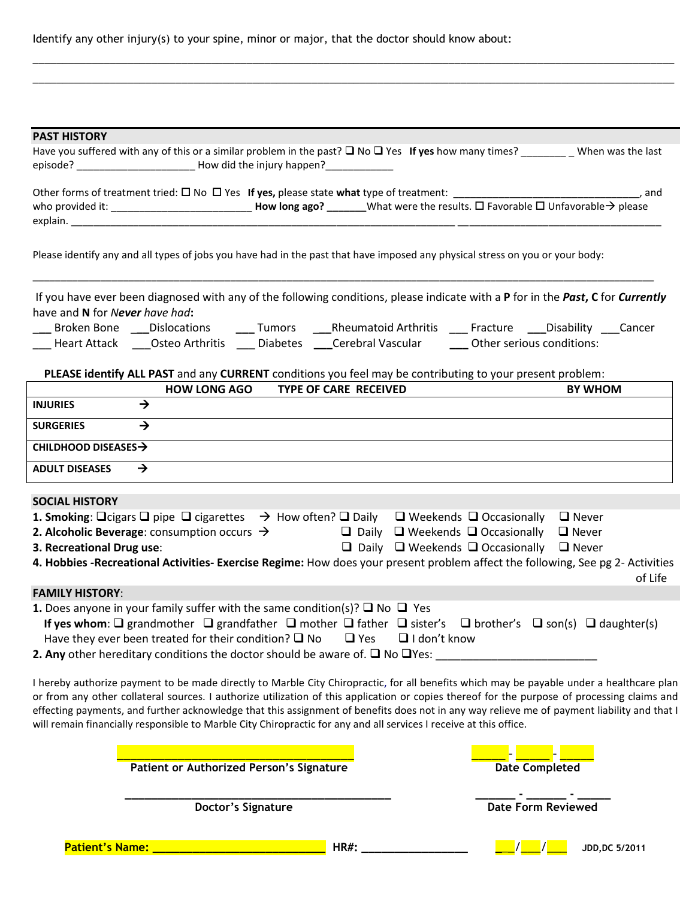Identify any other injury(s) to your spine, minor or major, that the doctor should know about:

_______________________________________________________________________________________________

_______________________________________________________________________________________________

## PAST HISTORY

Have you suffered with any of this or a similar problem in the past? ❑ No ❑ Yes **If yes** how many times? _________ When was the last episode? _____________________ How did the injury happen?____________

Other forms of treatment tried: ☐ No ☐ Yes **If yes,** please state **what** type of treatment: __________________________________, and who provided it: _________________________ **How long ago? _______**What were the results. ☐ Favorable ☐ Unfavorable→ please explain. ______________________________________________________________________________ ______________________________________

Please identify any and all types of jobs you have had in the past that have imposed any physical stress on you or your body:

_______________________________________________________________________________________________

If you have ever been diagnosed with any of the following conditions, please indicate with a **P** for in the ***Past*, C** for ***Currently*** have and **N** for *Never have had***:**

___ Broken Bone ___Dislocations ___ Tumors ___Rheumatoid Arthritis ___ Fracture ___Disability ___Cancer
___ Heart Attack ___Osteo Arthritis ___ Diabetes ___Cerebral Vascular ___ Other serious conditions:

**PLEASE identify ALL PAST** and any **CURRENT** conditions you feel may be contributing to your present problem:

| | HOW LONG AGO | TYPE OF CARE RECEIVED | BY WHOM |
|---|---|---|---|
| **INJURIES** → | | | |
| **SURGERIES** → | | | |
| **CHILDHOOD DISEASES**→ | | | |
| **ADULT DISEASES** → | | | |

## SOCIAL HISTORY

**1. Smoking**: ❑cigars ❑ pipe ❑ cigarettes → How often? ❑ Daily ❑ Weekends ❑ Occasionally ❑ Never
**2. Alcoholic Beverage**: consumption occurs → ❑ Daily ❑ Weekends ❑ Occasionally ❑ Never
**3. Recreational Drug use**: ❑ Daily ❑ Weekends ❑ Occasionally ❑ Never
**4. Hobbies -Recreational Activities- Exercise Regime:** How does your present problem affect the following, See pg 2- Activities of Life

## FAMILY HISTORY:

**1.** Does anyone in your family suffer with the same condition(s)? ❑ No ❑ Yes
**If yes whom**: ❑ grandmother ❑ grandfather ❑ mother ❑ father ❑ sister's ❑ brother's ❑ son(s) ❑ daughter(s)
Have they ever been treated for their condition? ❑ No ❑ Yes ❑ I don't know
**2. Any** other hereditary conditions the doctor should be aware of. ❑ No ❑Yes: ___________________________

I hereby authorize payment to be made directly to Marble City Chiropractic, for all benefits which may be payable under a healthcare plan or from any other collateral sources. I authorize utilization of this application or copies thereof for the purpose of processing claims and effecting payments, and further acknowledge that this assignment of benefits does not in any way relieve me of payment liability and that I will remain financially responsible to Marble City Chiropractic for any and all services I receive at this office.

______________________________________ ______ - ______ - ______
**Patient or Authorized Person's Signature** **Date Completed**

______________________________________ ______ - ______ - ______
**Doctor's Signature** **Date Form Reviewed**

**Patient's Name: ____________________________ HR#: _________________** ___/___/___ **JDD,DC 5/2011**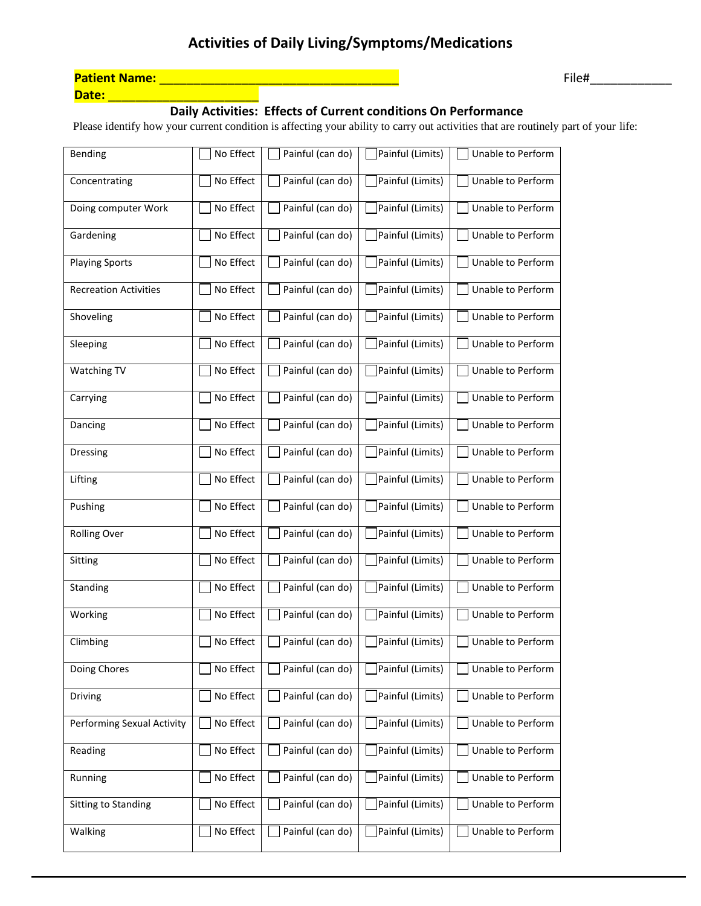# Activities of Daily Living/Symptoms/Medications

**Patient Name: ___________________________________**

File#___________

**Date: ______________________**

## Daily Activities: Effects of Current conditions On Performance

Please identify how your current condition is affecting your ability to carry out activities that are routinely part of your life:

| Activity | | | | |
|---|---|---|---|---|
| Bending | ☐ No Effect | ☐ Painful (can do) | ☐ Painful (Limits) | ☐ Unable to Perform |
| Concentrating | ☐ No Effect | ☐ Painful (can do) | ☐ Painful (Limits) | ☐ Unable to Perform |
| Doing computer Work | ☐ No Effect | ☐ Painful (can do) | ☐ Painful (Limits) | ☐ Unable to Perform |
| Gardening | ☐ No Effect | ☐ Painful (can do) | ☐ Painful (Limits) | ☐ Unable to Perform |
| Playing Sports | ☐ No Effect | ☐ Painful (can do) | ☐ Painful (Limits) | ☐ Unable to Perform |
| Recreation Activities | ☐ No Effect | ☐ Painful (can do) | ☐ Painful (Limits) | ☐ Unable to Perform |
| Shoveling | ☐ No Effect | ☐ Painful (can do) | ☐ Painful (Limits) | ☐ Unable to Perform |
| Sleeping | ☐ No Effect | ☐ Painful (can do) | ☐ Painful (Limits) | ☐ Unable to Perform |
| Watching TV | ☐ No Effect | ☐ Painful (can do) | ☐ Painful (Limits) | ☐ Unable to Perform |
| Carrying | ☐ No Effect | ☐ Painful (can do) | ☐ Painful (Limits) | ☐ Unable to Perform |
| Dancing | ☐ No Effect | ☐ Painful (can do) | ☐ Painful (Limits) | ☐ Unable to Perform |
| Dressing | ☐ No Effect | ☐ Painful (can do) | ☐ Painful (Limits) | ☐ Unable to Perform |
| Lifting | ☐ No Effect | ☐ Painful (can do) | ☐ Painful (Limits) | ☐ Unable to Perform |
| Pushing | ☐ No Effect | ☐ Painful (can do) | ☐ Painful (Limits) | ☐ Unable to Perform |
| Rolling Over | ☐ No Effect | ☐ Painful (can do) | ☐ Painful (Limits) | ☐ Unable to Perform |
| Sitting | ☐ No Effect | ☐ Painful (can do) | ☐ Painful (Limits) | ☐ Unable to Perform |
| Standing | ☐ No Effect | ☐ Painful (can do) | ☐ Painful (Limits) | ☐ Unable to Perform |
| Working | ☐ No Effect | ☐ Painful (can do) | ☐ Painful (Limits) | ☐ Unable to Perform |
| Climbing | ☐ No Effect | ☐ Painful (can do) | ☐ Painful (Limits) | ☐ Unable to Perform |
| Doing Chores | ☐ No Effect | ☐ Painful (can do) | ☐ Painful (Limits) | ☐ Unable to Perform |
| Driving | ☐ No Effect | ☐ Painful (can do) | ☐ Painful (Limits) | ☐ Unable to Perform |
| Performing Sexual Activity | ☐ No Effect | ☐ Painful (can do) | ☐ Painful (Limits) | ☐ Unable to Perform |
| Reading | ☐ No Effect | ☐ Painful (can do) | ☐ Painful (Limits) | ☐ Unable to Perform |
| Running | ☐ No Effect | ☐ Painful (can do) | ☐ Painful (Limits) | ☐ Unable to Perform |
| Sitting to Standing | ☐ No Effect | ☐ Painful (can do) | ☐ Painful (Limits) | ☐ Unable to Perform |
| Walking | ☐ No Effect | ☐ Painful (can do) | ☐ Painful (Limits) | ☐ Unable to Perform |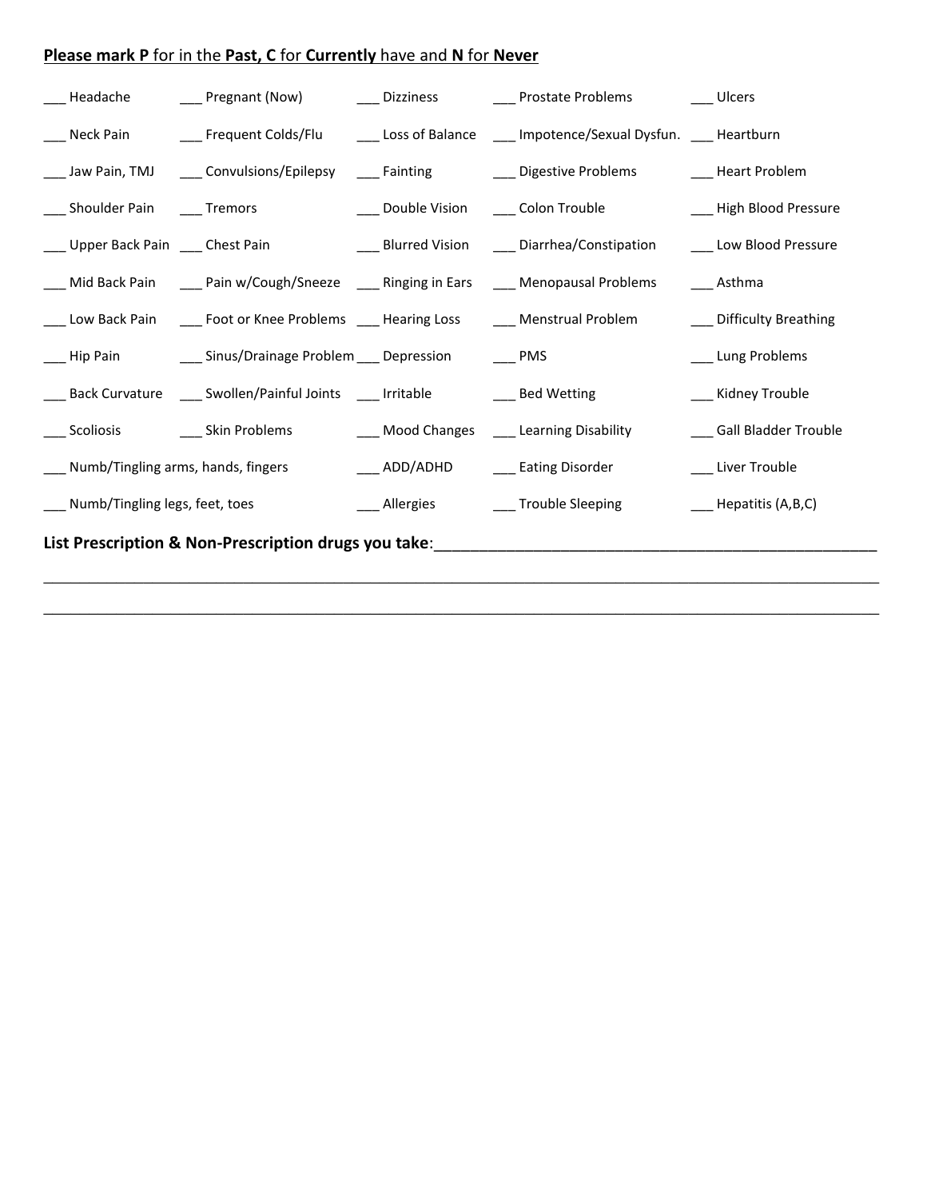**Please mark P** for in the **Past, C** for **Currently** have and **N** for **Never**

| | | | | |
|---|---|---|---|---|
| ___ Headache | ___ Pregnant (Now) | ___ Dizziness | ___ Prostate Problems | ___ Ulcers |
| ___ Neck Pain | ___ Frequent Colds/Flu | ___ Loss of Balance | ___ Impotence/Sexual Dysfun. | ___ Heartburn |
| ___ Jaw Pain, TMJ | ___ Convulsions/Epilepsy | ___ Fainting | ___ Digestive Problems | ___ Heart Problem |
| ___ Shoulder Pain | ___ Tremors | ___ Double Vision | ___ Colon Trouble | ___ High Blood Pressure |
| ___ Upper Back Pain | ___ Chest Pain | ___ Blurred Vision | ___ Diarrhea/Constipation | ___ Low Blood Pressure |
| ___ Mid Back Pain | ___ Pain w/Cough/Sneeze | ___ Ringing in Ears | ___ Menopausal Problems | ___ Asthma |
| ___ Low Back Pain | ___ Foot or Knee Problems | ___ Hearing Loss | ___ Menstrual Problem | ___ Difficulty Breathing |
| ___ Hip Pain | ___ Sinus/Drainage Problem | ___ Depression | ___ PMS | ___ Lung Problems |
| ___ Back Curvature | ___ Swollen/Painful Joints | ___ Irritable | ___ Bed Wetting | ___ Kidney Trouble |
| ___ Scoliosis | ___ Skin Problems | ___ Mood Changes | ___ Learning Disability | ___ Gall Bladder Trouble |
| ___ Numb/Tingling arms, hands, fingers | | ___ ADD/ADHD | ___ Eating Disorder | ___ Liver Trouble |
| ___ Numb/Tingling legs, feet, toes | | ___ Allergies | ___ Trouble Sleeping | ___ Hepatitis (A,B,C) |

**List Prescription & Non-Prescription drugs you take**:_______________________________________________________

_____________________________________________________________________________________________________

_____________________________________________________________________________________________________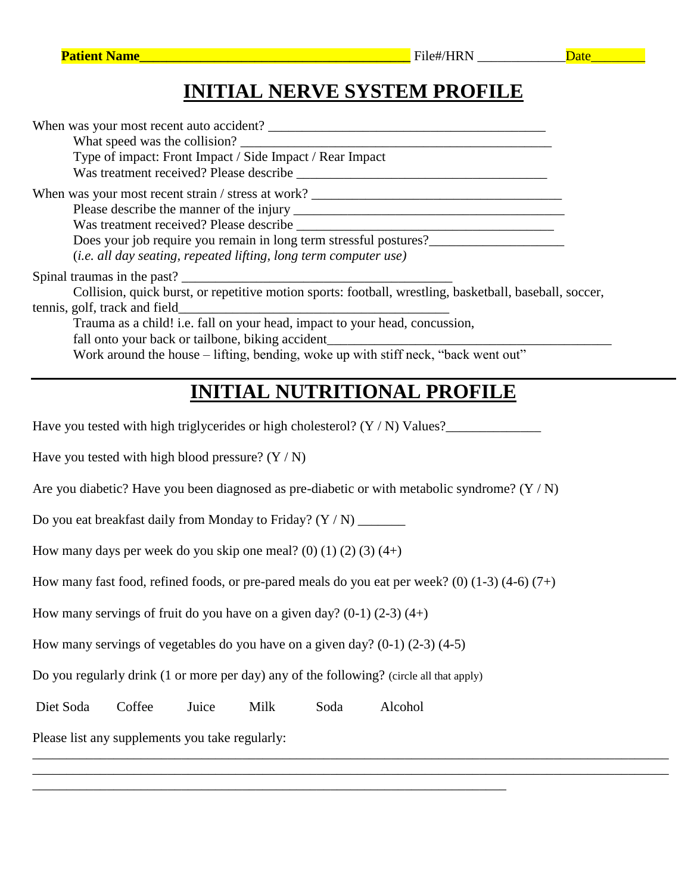**Patient Name**________________________________________ File#/HRN _____________ Date________

# INITIAL NERVE SYSTEM PROFILE

When was your most recent auto accident? __________________________________________

What speed was the collision? _______________________________________________

Type of impact: Front Impact / Side Impact / Rear Impact

Was treatment received? Please describe ______________________________________

When was your most recent strain / stress at work? ______________________________________

Please describe the manner of the injury __________________________________________

Was treatment received? Please describe _______________________________________

Does your job require you remain in long term stressful postures?____________________

(*i.e. all day seating, repeated lifting, long term computer use)*

Spinal traumas in the past? ________________________________________

Collision, quick burst, or repetitive motion sports: football, wrestling, basketball, baseball, soccer, tennis, golf, track and field__________________________________________

Trauma as a child! i.e. fall on your head, impact to your head, concussion, fall onto your back or tailbone, biking accident____________________________________________

Work around the house – lifting, bending, woke up with stiff neck, "back went out"

# INITIAL NUTRITIONAL PROFILE

Have you tested with high triglycerides or high cholesterol? (Y / N) Values?______________

Have you tested with high blood pressure? (Y / N)

Are you diabetic? Have you been diagnosed as pre-diabetic or with metabolic syndrome? (Y / N)

Do you eat breakfast daily from Monday to Friday? (Y / N) _______

How many days per week do you skip one meal? (0) (1) (2) (3) (4+)

How many fast food, refined foods, or pre-pared meals do you eat per week? (0) (1-3) (4-6) (7+)

How many servings of fruit do you have on a given day? (0-1) (2-3) (4+)

How many servings of vegetables do you have on a given day? (0-1) (2-3) (4-5)

Do you regularly drink (1 or more per day) any of the following? (circle all that apply)

Diet Soda Coffee Juice Milk Soda Alcohol

Please list any supplements you take regularly:

_____________________________________________________________________________________

_____________________________________________________________________________________

_________________________________________________________________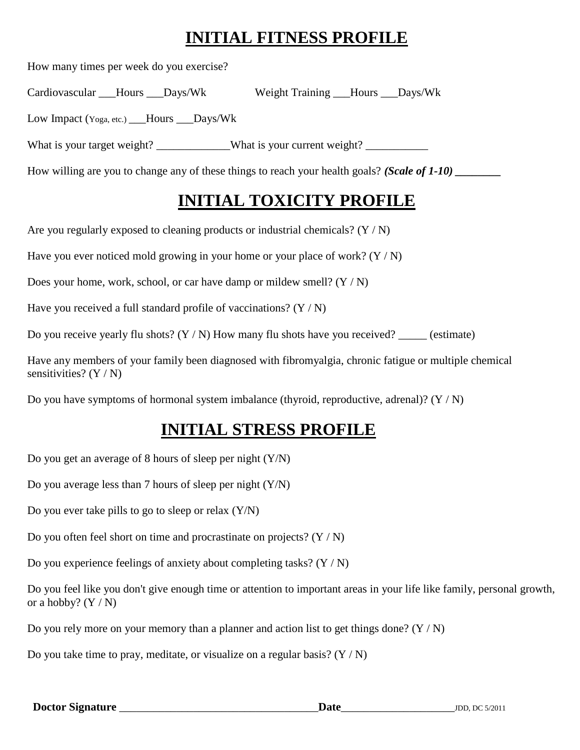# INITIAL FITNESS PROFILE

How many times per week do you exercise?

Cardiovascular ___Hours ___Days/Wk Weight Training ___Hours ___Days/Wk

Low Impact (Yoga, etc.) ___Hours ___Days/Wk

What is your target weight? _____________What is your current weight? ___________

How willing are you to change any of these things to reach your health goals? ***(Scale of 1-10)*** **________**

# INITIAL TOXICITY PROFILE

Are you regularly exposed to cleaning products or industrial chemicals? (Y / N)

Have you ever noticed mold growing in your home or your place of work? (Y / N)

Does your home, work, school, or car have damp or mildew smell? (Y / N)

Have you received a full standard profile of vaccinations? (Y / N)

Do you receive yearly flu shots? (Y / N) How many flu shots have you received? _____ (estimate)

Have any members of your family been diagnosed with fibromyalgia, chronic fatigue or multiple chemical sensitivities? (Y / N)

Do you have symptoms of hormonal system imbalance (thyroid, reproductive, adrenal)? (Y / N)

# INITIAL STRESS PROFILE

Do you get an average of 8 hours of sleep per night (Y/N)

Do you average less than 7 hours of sleep per night (Y/N)

Do you ever take pills to go to sleep or relax (Y/N)

Do you often feel short on time and procrastinate on projects? (Y / N)

Do you experience feelings of anxiety about completing tasks? (Y / N)

Do you feel like you don't give enough time or attention to important areas in your life like family, personal growth, or a hobby? (Y / N)

Do you rely more on your memory than a planner and action list to get things done? (Y / N)

Do you take time to pray, meditate, or visualize on a regular basis? (Y / N)

**Doctor Signature** ___________________________________**Date**____________________JDD, DC 5/2011